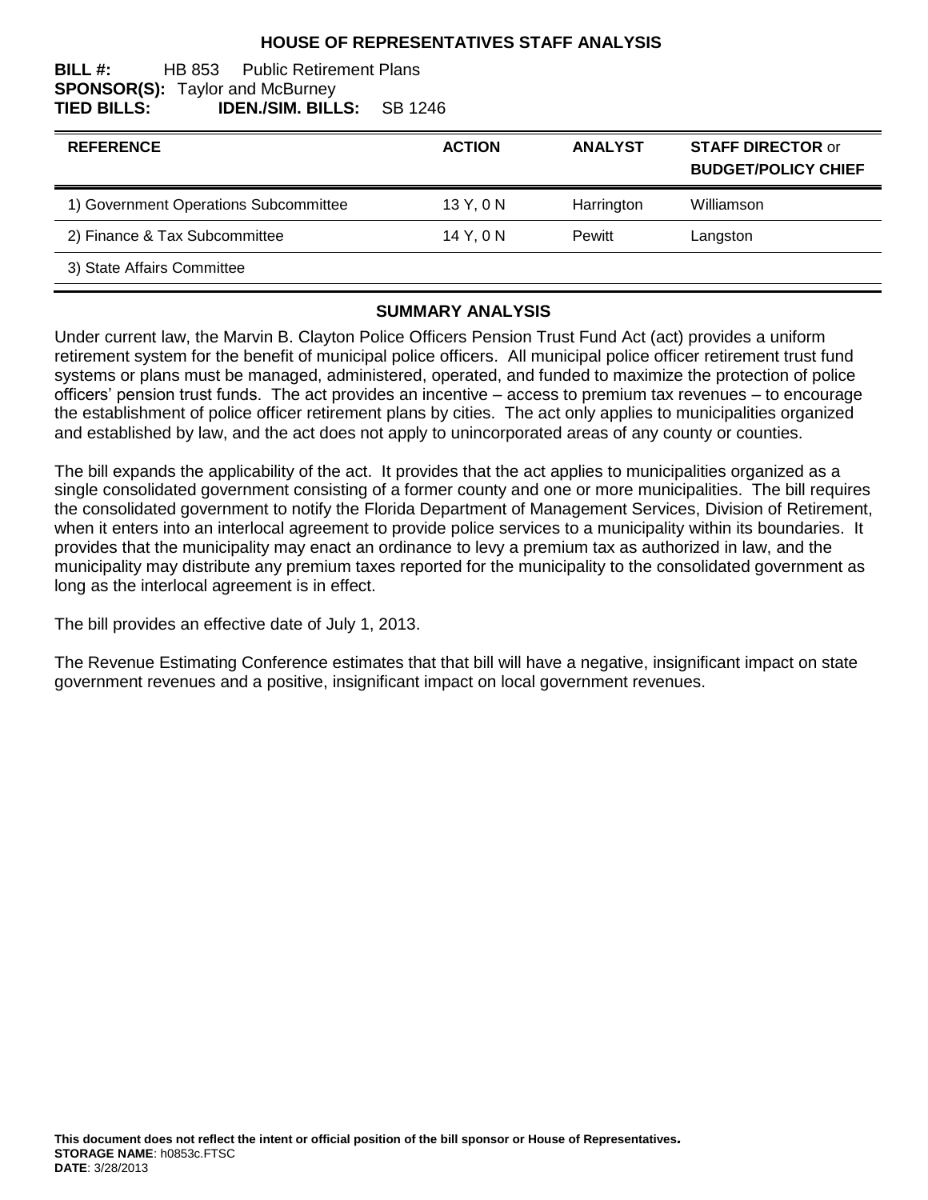# HOUSE OF REPRESENTATIVES STAFF ANALYSIS

**BILL #:** HB 853 Public Retirement Plans
**SPONSOR(S):** Taylor and McBurney
**TIED BILLS:** **IDEN./SIM. BILLS:** SB 1246

| REFERENCE | ACTION | ANALYST | STAFF DIRECTOR or BUDGET/POLICY CHIEF |
|---|---|---|---|
| 1) Government Operations Subcommittee | 13 Y, 0 N | Harrington | Williamson |
| 2) Finance & Tax Subcommittee | 14 Y, 0 N | Pewitt | Langston |
| 3) State Affairs Committee | | | |

## SUMMARY ANALYSIS

Under current law, the Marvin B. Clayton Police Officers Pension Trust Fund Act (act) provides a uniform retirement system for the benefit of municipal police officers. All municipal police officer retirement trust fund systems or plans must be managed, administered, operated, and funded to maximize the protection of police officers' pension trust funds. The act provides an incentive – access to premium tax revenues – to encourage the establishment of police officer retirement plans by cities. The act only applies to municipalities organized and established by law, and the act does not apply to unincorporated areas of any county or counties.

The bill expands the applicability of the act. It provides that the act applies to municipalities organized as a single consolidated government consisting of a former county and one or more municipalities. The bill requires the consolidated government to notify the Florida Department of Management Services, Division of Retirement, when it enters into an interlocal agreement to provide police services to a municipality within its boundaries. It provides that the municipality may enact an ordinance to levy a premium tax as authorized in law, and the municipality may distribute any premium taxes reported for the municipality to the consolidated government as long as the interlocal agreement is in effect.

The bill provides an effective date of July 1, 2013.

The Revenue Estimating Conference estimates that that bill will have a negative, insignificant impact on state government revenues and a positive, insignificant impact on local government revenues.

**This document does not reflect the intent or official position of the bill sponsor or House of Representatives.**
**STORAGE NAME**: h0853c.FTSC
**DATE**: 3/28/2013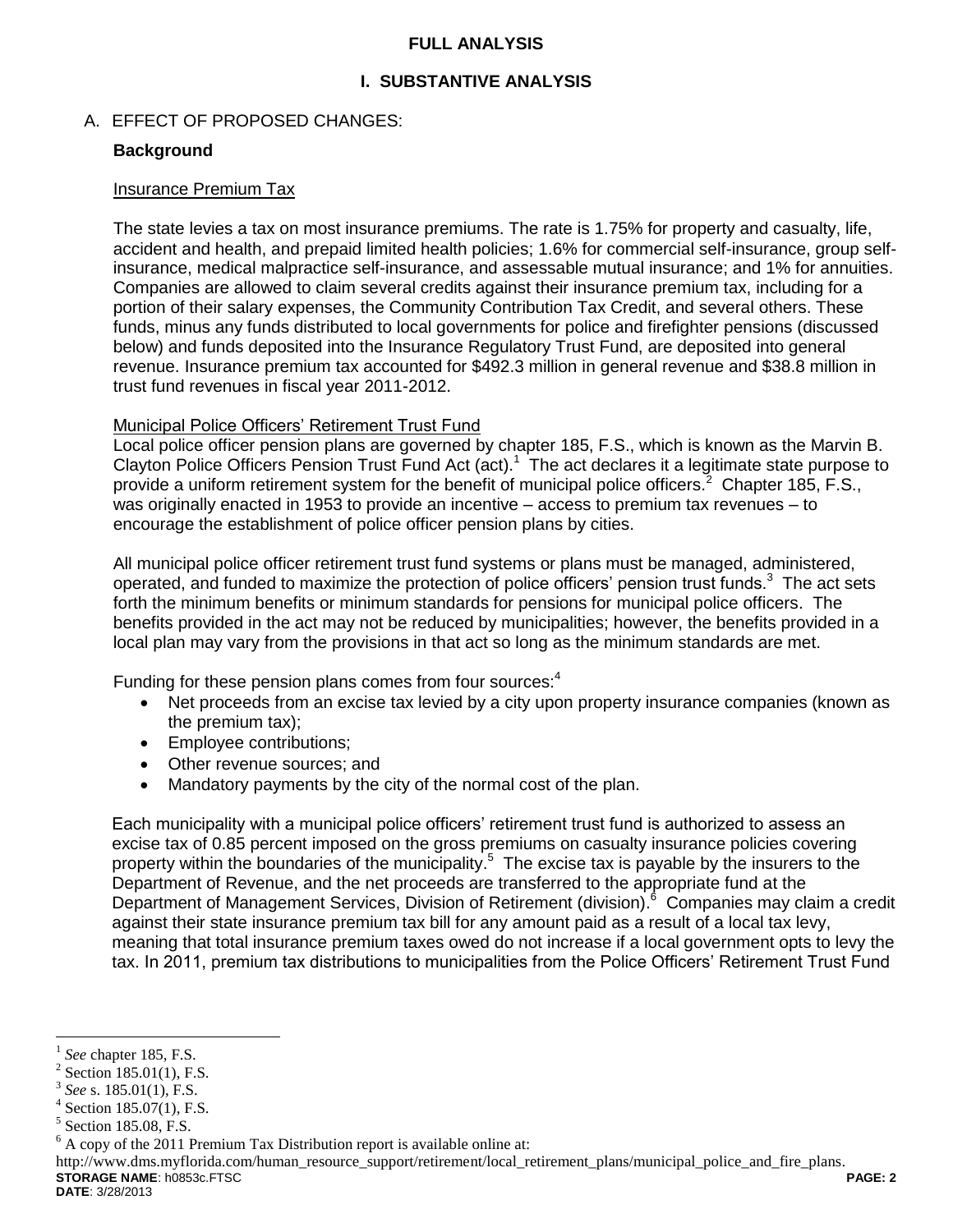## FULL ANALYSIS

### I. SUBSTANTIVE ANALYSIS

A. EFFECT OF PROPOSED CHANGES:

**Background**

Insurance Premium Tax

The state levies a tax on most insurance premiums. The rate is 1.75% for property and casualty, life, accident and health, and prepaid limited health policies; 1.6% for commercial self-insurance, group self-insurance, medical malpractice self-insurance, and assessable mutual insurance; and 1% for annuities. Companies are allowed to claim several credits against their insurance premium tax, including for a portion of their salary expenses, the Community Contribution Tax Credit, and several others. These funds, minus any funds distributed to local governments for police and firefighter pensions (discussed below) and funds deposited into the Insurance Regulatory Trust Fund, are deposited into general revenue. Insurance premium tax accounted for $492.3 million in general revenue and $38.8 million in trust fund revenues in fiscal year 2011-2012.

Municipal Police Officers' Retirement Trust Fund

Local police officer pension plans are governed by chapter 185, F.S., which is known as the Marvin B. Clayton Police Officers Pension Trust Fund Act (act).[1] The act declares it a legitimate state purpose to provide a uniform retirement system for the benefit of municipal police officers.[2] Chapter 185, F.S., was originally enacted in 1953 to provide an incentive – access to premium tax revenues – to encourage the establishment of police officer pension plans by cities.

All municipal police officer retirement trust fund systems or plans must be managed, administered, operated, and funded to maximize the protection of police officers' pension trust funds.[3] The act sets forth the minimum benefits or minimum standards for pensions for municipal police officers. The benefits provided in the act may not be reduced by municipalities; however, the benefits provided in a local plan may vary from the provisions in that act so long as the minimum standards are met.

Funding for these pension plans comes from four sources:[4]

- Net proceeds from an excise tax levied by a city upon property insurance companies (known as the premium tax);
- Employee contributions;
- Other revenue sources; and
- Mandatory payments by the city of the normal cost of the plan.

Each municipality with a municipal police officers' retirement trust fund is authorized to assess an excise tax of 0.85 percent imposed on the gross premiums on casualty insurance policies covering property within the boundaries of the municipality.[5] The excise tax is payable by the insurers to the Department of Revenue, and the net proceeds are transferred to the appropriate fund at the Department of Management Services, Division of Retirement (division).[6] Companies may claim a credit against their state insurance premium tax bill for any amount paid as a result of a local tax levy, meaning that total insurance premium taxes owed do not increase if a local government opts to levy the tax. In 2011, premium tax distributions to municipalities from the Police Officers' Retirement Trust Fund

---

[1] *See* chapter 185, F.S.

[2] Section 185.01(1), F.S.

[3] *See* s. 185.01(1), F.S.

[4] Section 185.07(1), F.S.

[5] Section 185.08, F.S.

[6] A copy of the 2011 Premium Tax Distribution report is available online at: http://www.dms.myflorida.com/human_resource_support/retirement/local_retirement_plans/municipal_police_and_fire_plans.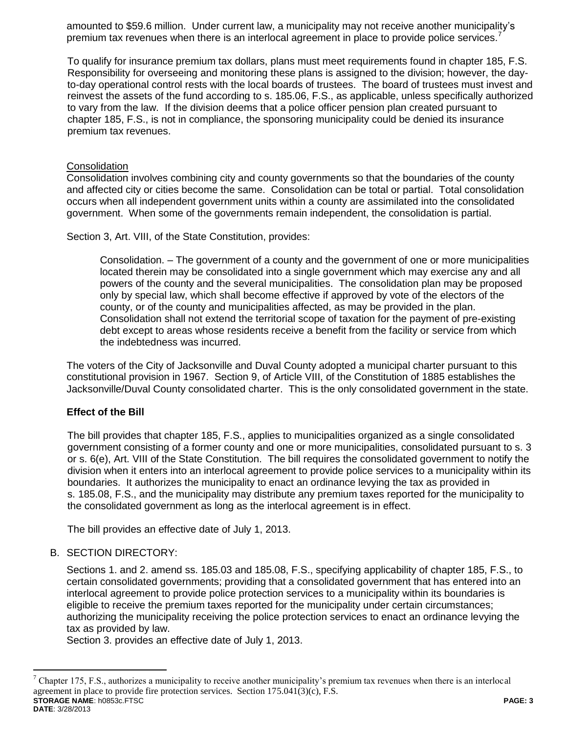amounted to $59.6 million. Under current law, a municipality may not receive another municipality's premium tax revenues when there is an interlocal agreement in place to provide police services.[7]

To qualify for insurance premium tax dollars, plans must meet requirements found in chapter 185, F.S. Responsibility for overseeing and monitoring these plans is assigned to the division; however, the day-to-day operational control rests with the local boards of trustees. The board of trustees must invest and reinvest the assets of the fund according to s. 185.06, F.S., as applicable, unless specifically authorized to vary from the law. If the division deems that a police officer pension plan created pursuant to chapter 185, F.S., is not in compliance, the sponsoring municipality could be denied its insurance premium tax revenues.

Consolidation

Consolidation involves combining city and county governments so that the boundaries of the county and affected city or cities become the same. Consolidation can be total or partial. Total consolidation occurs when all independent government units within a county are assimilated into the consolidated government. When some of the governments remain independent, the consolidation is partial.

Section 3, Art. VIII, of the State Constitution, provides:

> Consolidation. – The government of a county and the government of one or more municipalities located therein may be consolidated into a single government which may exercise any and all powers of the county and the several municipalities. The consolidation plan may be proposed only by special law, which shall become effective if approved by vote of the electors of the county, or of the county and municipalities affected, as may be provided in the plan. Consolidation shall not extend the territorial scope of taxation for the payment of pre-existing debt except to areas whose residents receive a benefit from the facility or service from which the indebtedness was incurred.

The voters of the City of Jacksonville and Duval County adopted a municipal charter pursuant to this constitutional provision in 1967. Section 9, of Article VIII, of the Constitution of 1885 establishes the Jacksonville/Duval County consolidated charter. This is the only consolidated government in the state.

**Effect of the Bill**

The bill provides that chapter 185, F.S., applies to municipalities organized as a single consolidated government consisting of a former county and one or more municipalities, consolidated pursuant to s. 3 or s. 6(e), Art. VIII of the State Constitution. The bill requires the consolidated government to notify the division when it enters into an interlocal agreement to provide police services to a municipality within its boundaries. It authorizes the municipality to enact an ordinance levying the tax as provided in s. 185.08, F.S., and the municipality may distribute any premium taxes reported for the municipality to the consolidated government as long as the interlocal agreement is in effect.

The bill provides an effective date of July 1, 2013.

B. SECTION DIRECTORY:

Sections 1. and 2. amend ss. 185.03 and 185.08, F.S., specifying applicability of chapter 185, F.S., to certain consolidated governments; providing that a consolidated government that has entered into an interlocal agreement to provide police protection services to a municipality within its boundaries is eligible to receive the premium taxes reported for the municipality under certain circumstances; authorizing the municipality receiving the police protection services to enact an ordinance levying the tax as provided by law.

Section 3. provides an effective date of July 1, 2013.

---

[7] Chapter 175, F.S., authorizes a municipality to receive another municipality's premium tax revenues when there is an interlocal agreement in place to provide fire protection services. Section 175.041(3)(c), F.S.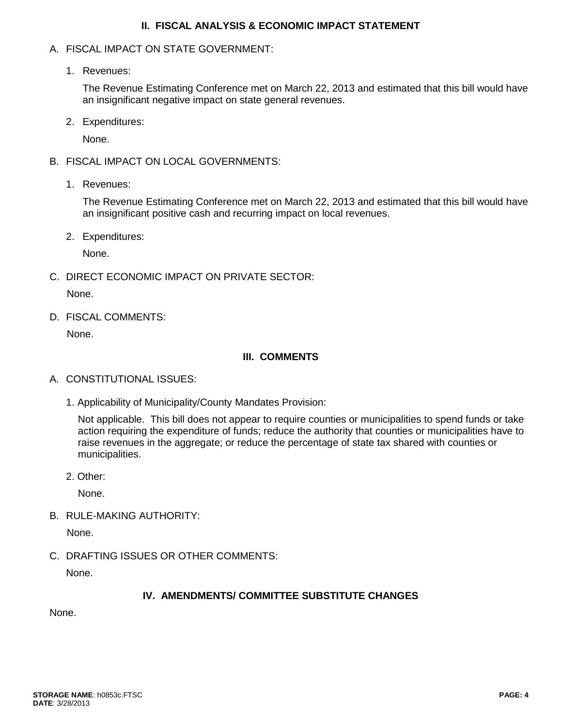## II. FISCAL ANALYSIS & ECONOMIC IMPACT STATEMENT

A. FISCAL IMPACT ON STATE GOVERNMENT:

1. Revenues:

   The Revenue Estimating Conference met on March 22, 2013 and estimated that this bill would have an insignificant negative impact on state general revenues.

2. Expenditures:

   None.

B. FISCAL IMPACT ON LOCAL GOVERNMENTS:

1. Revenues:

   The Revenue Estimating Conference met on March 22, 2013 and estimated that this bill would have an insignificant positive cash and recurring impact on local revenues.

2. Expenditures:

   None.

C. DIRECT ECONOMIC IMPACT ON PRIVATE SECTOR:

   None.

D. FISCAL COMMENTS:

   None.

## III. COMMENTS

A. CONSTITUTIONAL ISSUES:

1. Applicability of Municipality/County Mandates Provision:

   Not applicable. This bill does not appear to require counties or municipalities to spend funds or take action requiring the expenditure of funds; reduce the authority that counties or municipalities have to raise revenues in the aggregate; or reduce the percentage of state tax shared with counties or municipalities.

2. Other:

   None.

B. RULE-MAKING AUTHORITY:

   None.

C. DRAFTING ISSUES OR OTHER COMMENTS:

   None.

## IV. AMENDMENTS/ COMMITTEE SUBSTITUTE CHANGES

None.

**STORAGE NAME**: h0853c.FTSC
**DATE**: 3/28/2013